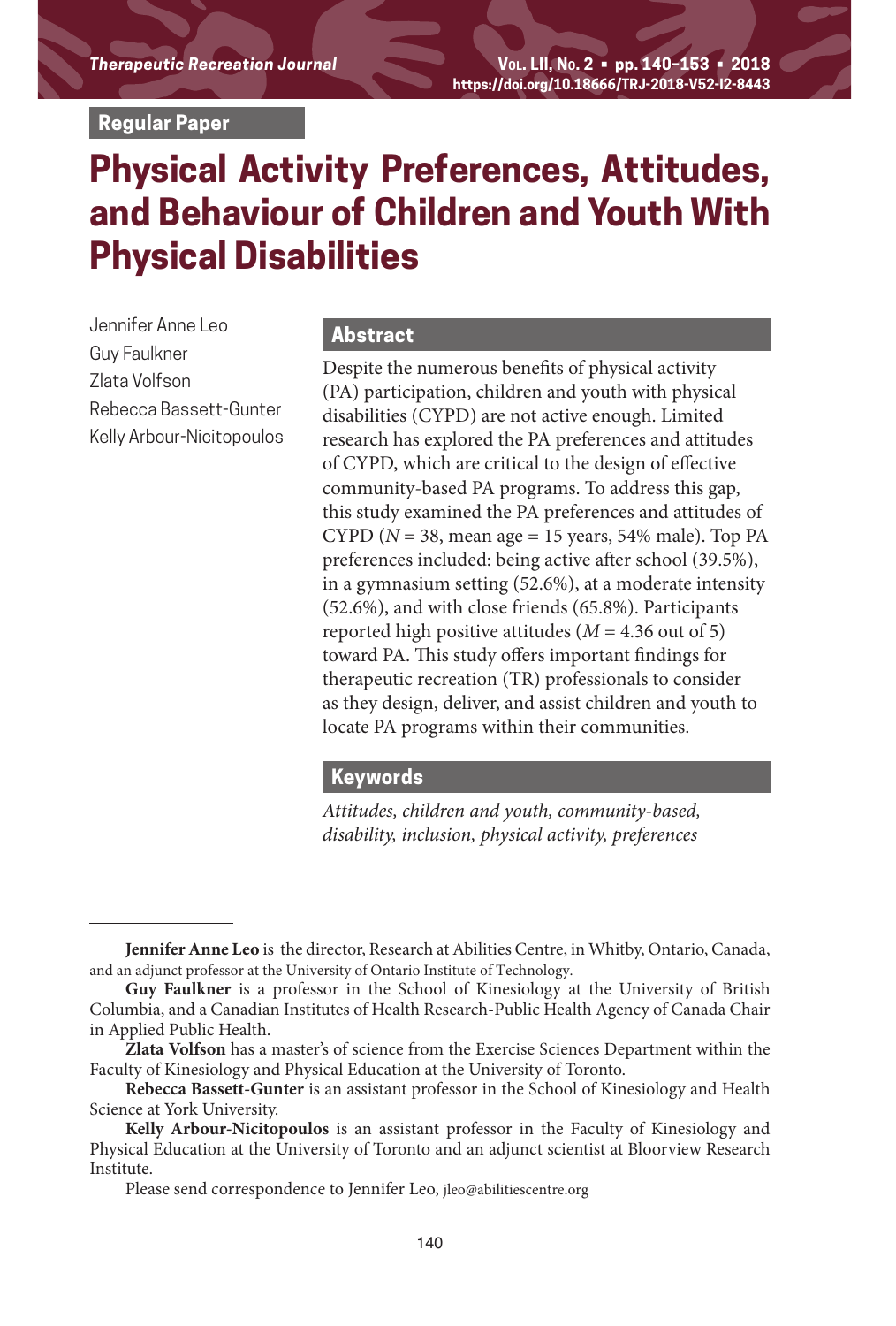Regular Paper

# Physical Activity Preferences, Attitudes, and Behaviour of Children and Youth With Physical Disabilities

Jennifer Anne Leo
Guy Faulkner
Zlata Volfson
Rebecca Bassett-Gunter
Kelly Arbour-Nicitopoulos

## Abstract

Despite the numerous benefits of physical activity (PA) participation, children and youth with physical disabilities (CYPD) are not active enough. Limited research has explored the PA preferences and attitudes of CYPD, which are critical to the design of effective community-based PA programs. To address this gap, this study examined the PA preferences and attitudes of CYPD ($N$ = 38, mean age = 15 years, 54% male). Top PA preferences included: being active after school (39.5%), in a gymnasium setting (52.6%), at a moderate intensity (52.6%), and with close friends (65.8%). Participants reported high positive attitudes ($M$ = 4.36 out of 5) toward PA. This study offers important findings for therapeutic recreation (TR) professionals to consider as they design, deliver, and assist children and youth to locate PA programs within their communities.

## Keywords

*Attitudes, children and youth, community-based, disability, inclusion, physical activity, preferences*

---

**Jennifer Anne Leo** is the director, Research at Abilities Centre, in Whitby, Ontario, Canada, and an adjunct professor at the University of Ontario Institute of Technology.

**Guy Faulkner** is a professor in the School of Kinesiology at the University of British Columbia, and a Canadian Institutes of Health Research-Public Health Agency of Canada Chair in Applied Public Health.

**Zlata Volfson** has a master's of science from the Exercise Sciences Department within the Faculty of Kinesiology and Physical Education at the University of Toronto.

**Rebecca Bassett-Gunter** is an assistant professor in the School of Kinesiology and Health Science at York University.

**Kelly Arbour-Nicitopoulos** is an assistant professor in the Faculty of Kinesiology and Physical Education at the University of Toronto and an adjunct scientist at Bloorview Research Institute.

Please send correspondence to Jennifer Leo, jleo@abilitiescentre.org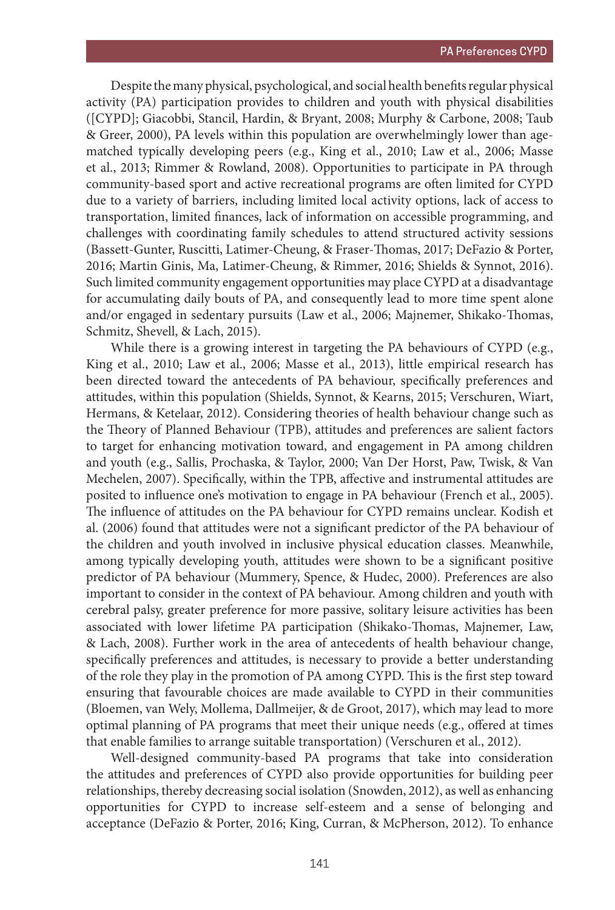Despite the many physical, psychological, and social health benefits regular physical activity (PA) participation provides to children and youth with physical disabilities ([CYPD]; Giacobbi, Stancil, Hardin, & Bryant, 2008; Murphy & Carbone, 2008; Taub & Greer, 2000), PA levels within this population are overwhelmingly lower than age-matched typically developing peers (e.g., King et al., 2010; Law et al., 2006; Masse et al., 2013; Rimmer & Rowland, 2008). Opportunities to participate in PA through community-based sport and active recreational programs are often limited for CYPD due to a variety of barriers, including limited local activity options, lack of access to transportation, limited finances, lack of information on accessible programming, and challenges with coordinating family schedules to attend structured activity sessions (Bassett-Gunter, Ruscitti, Latimer-Cheung, & Fraser-Thomas, 2017; DeFazio & Porter, 2016; Martin Ginis, Ma, Latimer-Cheung, & Rimmer, 2016; Shields & Synnot, 2016). Such limited community engagement opportunities may place CYPD at a disadvantage for accumulating daily bouts of PA, and consequently lead to more time spent alone and/or engaged in sedentary pursuits (Law et al., 2006; Majnemer, Shikako-Thomas, Schmitz, Shevell, & Lach, 2015).

While there is a growing interest in targeting the PA behaviours of CYPD (e.g., King et al., 2010; Law et al., 2006; Masse et al., 2013), little empirical research has been directed toward the antecedents of PA behaviour, specifically preferences and attitudes, within this population (Shields, Synnot, & Kearns, 2015; Verschuren, Wiart, Hermans, & Ketelaar, 2012). Considering theories of health behaviour change such as the Theory of Planned Behaviour (TPB), attitudes and preferences are salient factors to target for enhancing motivation toward, and engagement in PA among children and youth (e.g., Sallis, Prochaska, & Taylor, 2000; Van Der Horst, Paw, Twisk, & Van Mechelen, 2007). Specifically, within the TPB, affective and instrumental attitudes are posited to influence one's motivation to engage in PA behaviour (French et al., 2005). The influence of attitudes on the PA behaviour for CYPD remains unclear. Kodish et al. (2006) found that attitudes were not a significant predictor of the PA behaviour of the children and youth involved in inclusive physical education classes. Meanwhile, among typically developing youth, attitudes were shown to be a significant positive predictor of PA behaviour (Mummery, Spence, & Hudec, 2000). Preferences are also important to consider in the context of PA behaviour. Among children and youth with cerebral palsy, greater preference for more passive, solitary leisure activities has been associated with lower lifetime PA participation (Shikako-Thomas, Majnemer, Law, & Lach, 2008). Further work in the area of antecedents of health behaviour change, specifically preferences and attitudes, is necessary to provide a better understanding of the role they play in the promotion of PA among CYPD. This is the first step toward ensuring that favourable choices are made available to CYPD in their communities (Bloemen, van Wely, Mollema, Dallmeijer, & de Groot, 2017), which may lead to more optimal planning of PA programs that meet their unique needs (e.g., offered at times that enable families to arrange suitable transportation) (Verschuren et al., 2012).

Well-designed community-based PA programs that take into consideration the attitudes and preferences of CYPD also provide opportunities for building peer relationships, thereby decreasing social isolation (Snowden, 2012), as well as enhancing opportunities for CYPD to increase self-esteem and a sense of belonging and acceptance (DeFazio & Porter, 2016; King, Curran, & McPherson, 2012). To enhance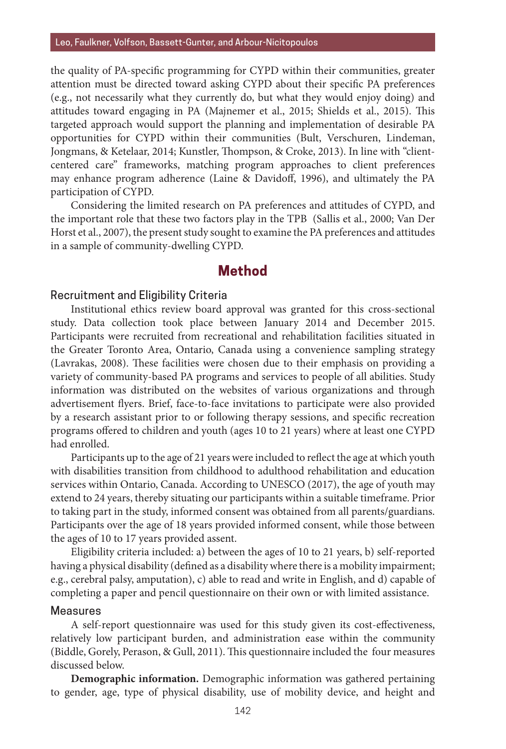the quality of PA-specific programming for CYPD within their communities, greater attention must be directed toward asking CYPD about their specific PA preferences (e.g., not necessarily what they currently do, but what they would enjoy doing) and attitudes toward engaging in PA (Majnemer et al., 2015; Shields et al., 2015). This targeted approach would support the planning and implementation of desirable PA opportunities for CYPD within their communities (Bult, Verschuren, Lindeman, Jongmans, & Ketelaar, 2014; Kunstler, Thompson, & Croke, 2013). In line with "client-centered care" frameworks, matching program approaches to client preferences may enhance program adherence (Laine & Davidoff, 1996), and ultimately the PA participation of CYPD.

Considering the limited research on PA preferences and attitudes of CYPD, and the important role that these two factors play in the TPB (Sallis et al., 2000; Van Der Horst et al., 2007), the present study sought to examine the PA preferences and attitudes in a sample of community-dwelling CYPD.

## Method

### Recruitment and Eligibility Criteria

Institutional ethics review board approval was granted for this cross-sectional study. Data collection took place between January 2014 and December 2015. Participants were recruited from recreational and rehabilitation facilities situated in the Greater Toronto Area, Ontario, Canada using a convenience sampling strategy (Lavrakas, 2008). These facilities were chosen due to their emphasis on providing a variety of community-based PA programs and services to people of all abilities. Study information was distributed on the websites of various organizations and through advertisement flyers. Brief, face-to-face invitations to participate were also provided by a research assistant prior to or following therapy sessions, and specific recreation programs offered to children and youth (ages 10 to 21 years) where at least one CYPD had enrolled.

Participants up to the age of 21 years were included to reflect the age at which youth with disabilities transition from childhood to adulthood rehabilitation and education services within Ontario, Canada. According to UNESCO (2017), the age of youth may extend to 24 years, thereby situating our participants within a suitable timeframe. Prior to taking part in the study, informed consent was obtained from all parents/guardians. Participants over the age of 18 years provided informed consent, while those between the ages of 10 to 17 years provided assent.

Eligibility criteria included: a) between the ages of 10 to 21 years, b) self-reported having a physical disability (defined as a disability where there is a mobility impairment; e.g., cerebral palsy, amputation), c) able to read and write in English, and d) capable of completing a paper and pencil questionnaire on their own or with limited assistance.

### Measures

A self-report questionnaire was used for this study given its cost-effectiveness, relatively low participant burden, and administration ease within the community (Biddle, Gorely, Perason, & Gull, 2011). This questionnaire included the four measures discussed below.

**Demographic information.** Demographic information was gathered pertaining to gender, age, type of physical disability, use of mobility device, and height and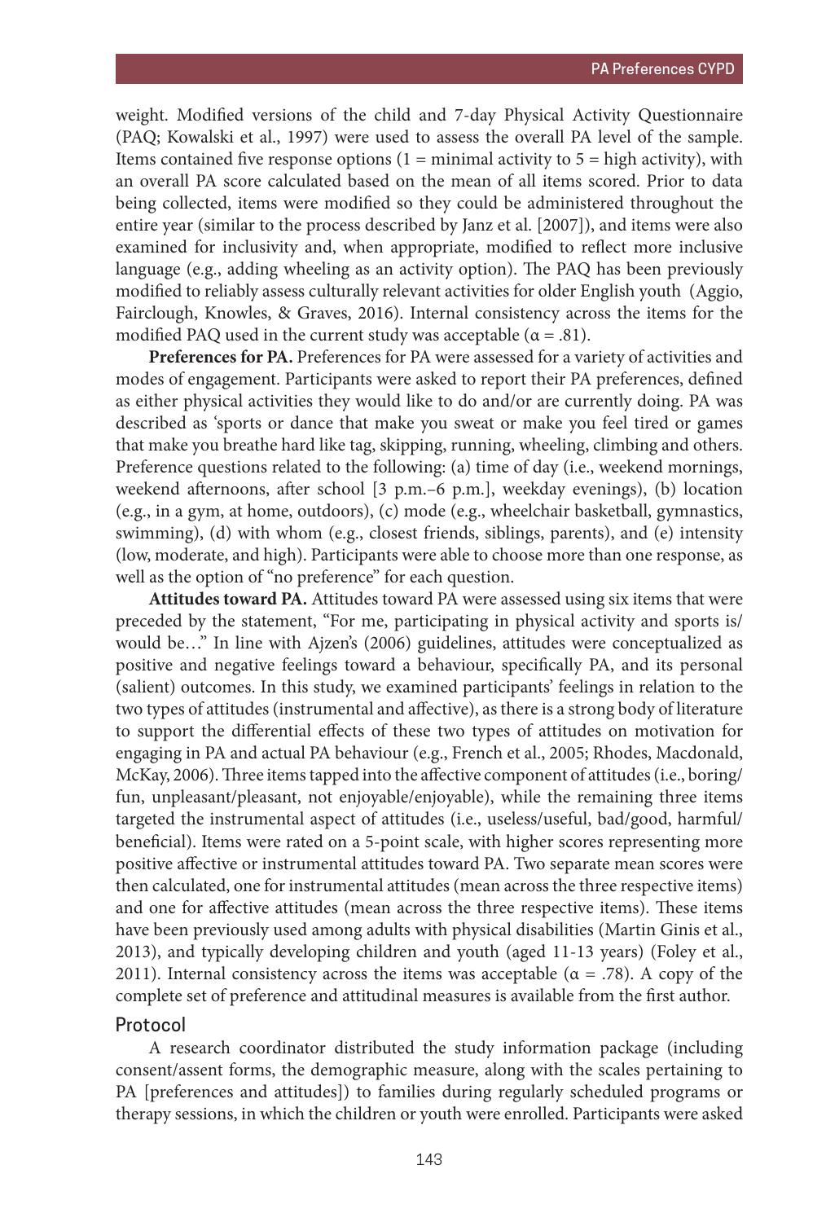weight. Modified versions of the child and 7-day Physical Activity Questionnaire (PAQ; Kowalski et al., 1997) were used to assess the overall PA level of the sample. Items contained five response options (1 = minimal activity to 5 = high activity), with an overall PA score calculated based on the mean of all items scored. Prior to data being collected, items were modified so they could be administered throughout the entire year (similar to the process described by Janz et al. [2007]), and items were also examined for inclusivity and, when appropriate, modified to reflect more inclusive language (e.g., adding wheeling as an activity option). The PAQ has been previously modified to reliably assess culturally relevant activities for older English youth (Aggio, Fairclough, Knowles, & Graves, 2016). Internal consistency across the items for the modified PAQ used in the current study was acceptable ($\alpha = .81$).

**Preferences for PA.** Preferences for PA were assessed for a variety of activities and modes of engagement. Participants were asked to report their PA preferences, defined as either physical activities they would like to do and/or are currently doing. PA was described as 'sports or dance that make you sweat or make you feel tired or games that make you breathe hard like tag, skipping, running, wheeling, climbing and others. Preference questions related to the following: (a) time of day (i.e., weekend mornings, weekend afternoons, after school [3 p.m.–6 p.m.], weekday evenings), (b) location (e.g., in a gym, at home, outdoors), (c) mode (e.g., wheelchair basketball, gymnastics, swimming), (d) with whom (e.g., closest friends, siblings, parents), and (e) intensity (low, moderate, and high). Participants were able to choose more than one response, as well as the option of "no preference" for each question.

**Attitudes toward PA.** Attitudes toward PA were assessed using six items that were preceded by the statement, "For me, participating in physical activity and sports is/would be…" In line with Ajzen's (2006) guidelines, attitudes were conceptualized as positive and negative feelings toward a behaviour, specifically PA, and its personal (salient) outcomes. In this study, we examined participants' feelings in relation to the two types of attitudes (instrumental and affective), as there is a strong body of literature to support the differential effects of these two types of attitudes on motivation for engaging in PA and actual PA behaviour (e.g., French et al., 2005; Rhodes, Macdonald, McKay, 2006). Three items tapped into the affective component of attitudes (i.e., boring/fun, unpleasant/pleasant, not enjoyable/enjoyable), while the remaining three items targeted the instrumental aspect of attitudes (i.e., useless/useful, bad/good, harmful/beneficial). Items were rated on a 5-point scale, with higher scores representing more positive affective or instrumental attitudes toward PA. Two separate mean scores were then calculated, one for instrumental attitudes (mean across the three respective items) and one for affective attitudes (mean across the three respective items). These items have been previously used among adults with physical disabilities (Martin Ginis et al., 2013), and typically developing children and youth (aged 11-13 years) (Foley et al., 2011). Internal consistency across the items was acceptable ($\alpha = .78$). A copy of the complete set of preference and attitudinal measures is available from the first author.

## Protocol

A research coordinator distributed the study information package (including consent/assent forms, the demographic measure, along with the scales pertaining to PA [preferences and attitudes]) to families during regularly scheduled programs or therapy sessions, in which the children or youth were enrolled. Participants were asked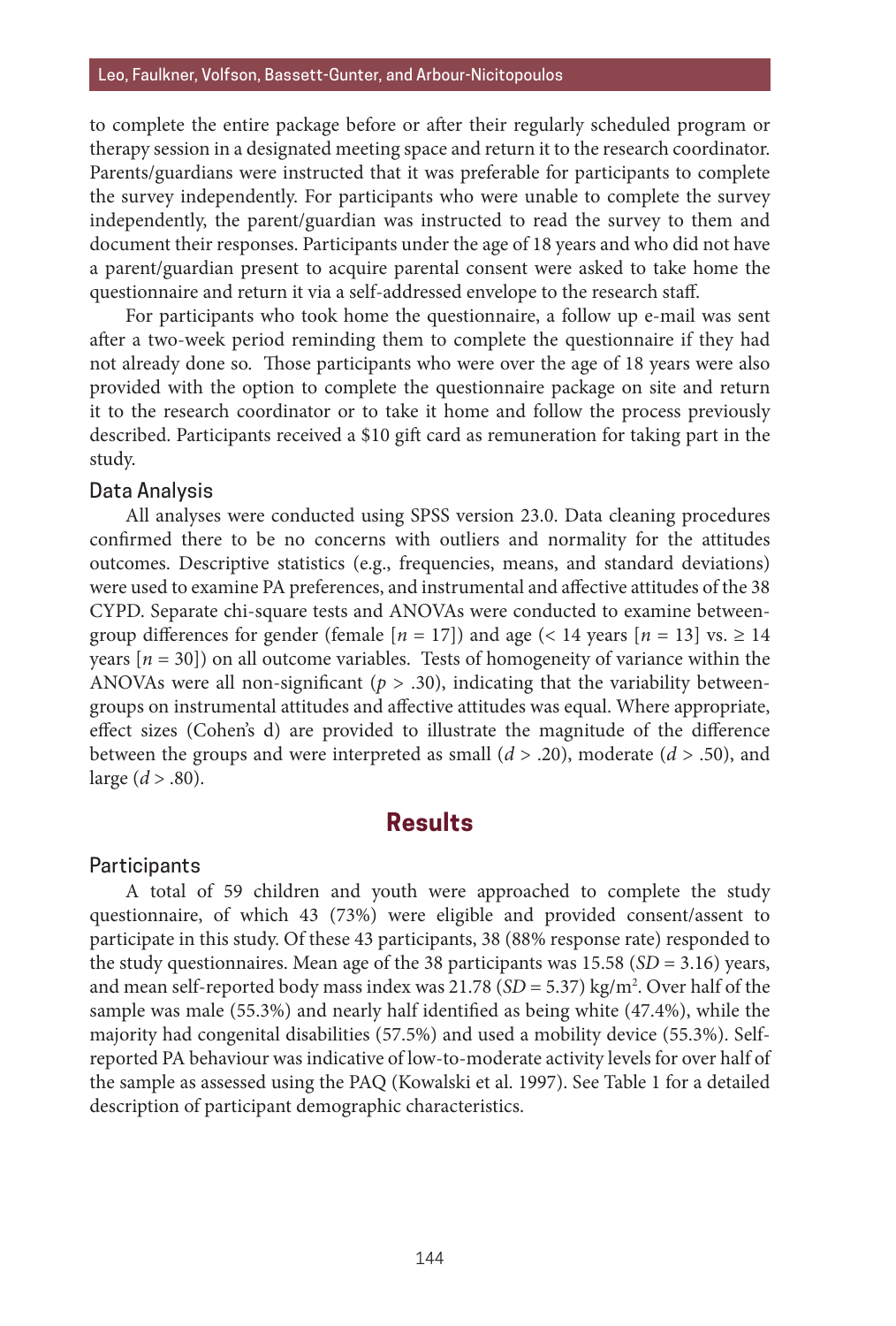to complete the entire package before or after their regularly scheduled program or therapy session in a designated meeting space and return it to the research coordinator. Parents/guardians were instructed that it was preferable for participants to complete the survey independently. For participants who were unable to complete the survey independently, the parent/guardian was instructed to read the survey to them and document their responses. Participants under the age of 18 years and who did not have a parent/guardian present to acquire parental consent were asked to take home the questionnaire and return it via a self-addressed envelope to the research staff.

For participants who took home the questionnaire, a follow up e-mail was sent after a two-week period reminding them to complete the questionnaire if they had not already done so. Those participants who were over the age of 18 years were also provided with the option to complete the questionnaire package on site and return it to the research coordinator or to take it home and follow the process previously described. Participants received a $10 gift card as remuneration for taking part in the study.

### Data Analysis

All analyses were conducted using SPSS version 23.0. Data cleaning procedures confirmed there to be no concerns with outliers and normality for the attitudes outcomes. Descriptive statistics (e.g., frequencies, means, and standard deviations) were used to examine PA preferences, and instrumental and affective attitudes of the 38 CYPD. Separate chi-square tests and ANOVAs were conducted to examine between-group differences for gender (female [$n$ = 17]) and age (< 14 years [$n$ = 13] vs. ≥ 14 years [$n$ = 30]) on all outcome variables. Tests of homogeneity of variance within the ANOVAs were all non-significant ($p$ > .30), indicating that the variability between-groups on instrumental attitudes and affective attitudes was equal. Where appropriate, effect sizes (Cohen's d) are provided to illustrate the magnitude of the difference between the groups and were interpreted as small ($d$ > .20), moderate ($d$ > .50), and large ($d$ > .80).

## Results

### Participants

A total of 59 children and youth were approached to complete the study questionnaire, of which 43 (73%) were eligible and provided consent/assent to participate in this study. Of these 43 participants, 38 (88% response rate) responded to the study questionnaires. Mean age of the 38 participants was 15.58 ($SD$ = 3.16) years, and mean self-reported body mass index was 21.78 ($SD$ = 5.37) kg/m$^2$. Over half of the sample was male (55.3%) and nearly half identified as being white (47.4%), while the majority had congenital disabilities (57.5%) and used a mobility device (55.3%). Self-reported PA behaviour was indicative of low-to-moderate activity levels for over half of the sample as assessed using the PAQ (Kowalski et al. 1997). See Table 1 for a detailed description of participant demographic characteristics.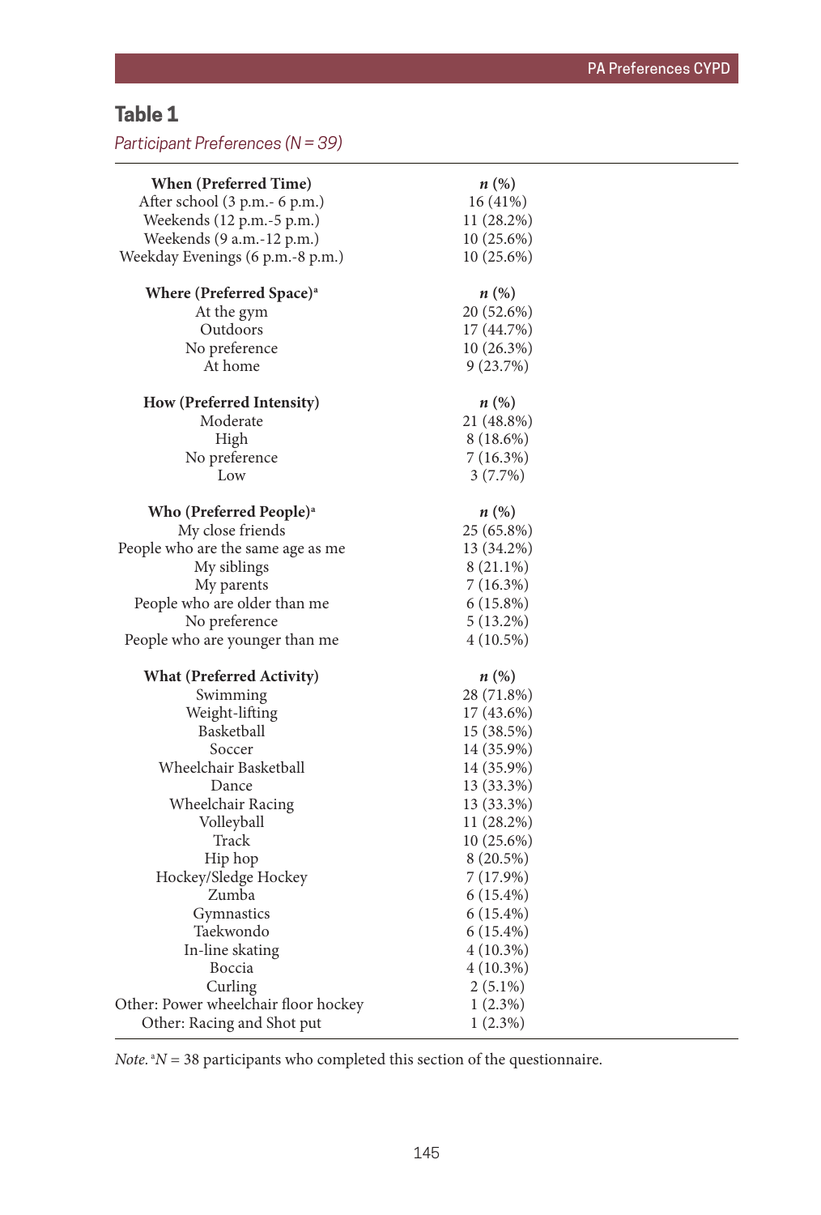**Table 1**

*Participant Preferences (N = 39)*

| **When (Preferred Time)** | ***n* (%)** |
|---|---|
| After school (3 p.m.- 6 p.m.) | 16 (41%) |
| Weekends (12 p.m.-5 p.m.) | 11 (28.2%) |
| Weekends (9 a.m.-12 p.m.) | 10 (25.6%) |
| Weekday Evenings (6 p.m.-8 p.m.) | 10 (25.6%) |
| **Where (Preferred Space)[a]** | ***n* (%)** |
| At the gym | 20 (52.6%) |
| Outdoors | 17 (44.7%) |
| No preference | 10 (26.3%) |
| At home | 9 (23.7%) |
| **How (Preferred Intensity)** | ***n* (%)** |
| Moderate | 21 (48.8%) |
| High | 8 (18.6%) |
| No preference | 7 (16.3%) |
| Low | 3 (7.7%) |
| **Who (Preferred People)[a]** | ***n* (%)** |
| My close friends | 25 (65.8%) |
| People who are the same age as me | 13 (34.2%) |
| My siblings | 8 (21.1%) |
| My parents | 7 (16.3%) |
| People who are older than me | 6 (15.8%) |
| No preference | 5 (13.2%) |
| People who are younger than me | 4 (10.5%) |
| **What (Preferred Activity)** | ***n* (%)** |
| Swimming | 28 (71.8%) |
| Weight-lifting | 17 (43.6%) |
| Basketball | 15 (38.5%) |
| Soccer | 14 (35.9%) |
| Wheelchair Basketball | 14 (35.9%) |
| Dance | 13 (33.3%) |
| Wheelchair Racing | 13 (33.3%) |
| Volleyball | 11 (28.2%) |
| Track | 10 (25.6%) |
| Hip hop | 8 (20.5%) |
| Hockey/Sledge Hockey | 7 (17.9%) |
| Zumba | 6 (15.4%) |
| Gymnastics | 6 (15.4%) |
| Taekwondo | 6 (15.4%) |
| In-line skating | 4 (10.3%) |
| Boccia | 4 (10.3%) |
| Curling | 2 (5.1%) |
| Other: Power wheelchair floor hockey | 1 (2.3%) |
| Other: Racing and Shot put | 1 (2.3%) |

*Note.* [a]*N* = 38 participants who completed this section of the questionnaire.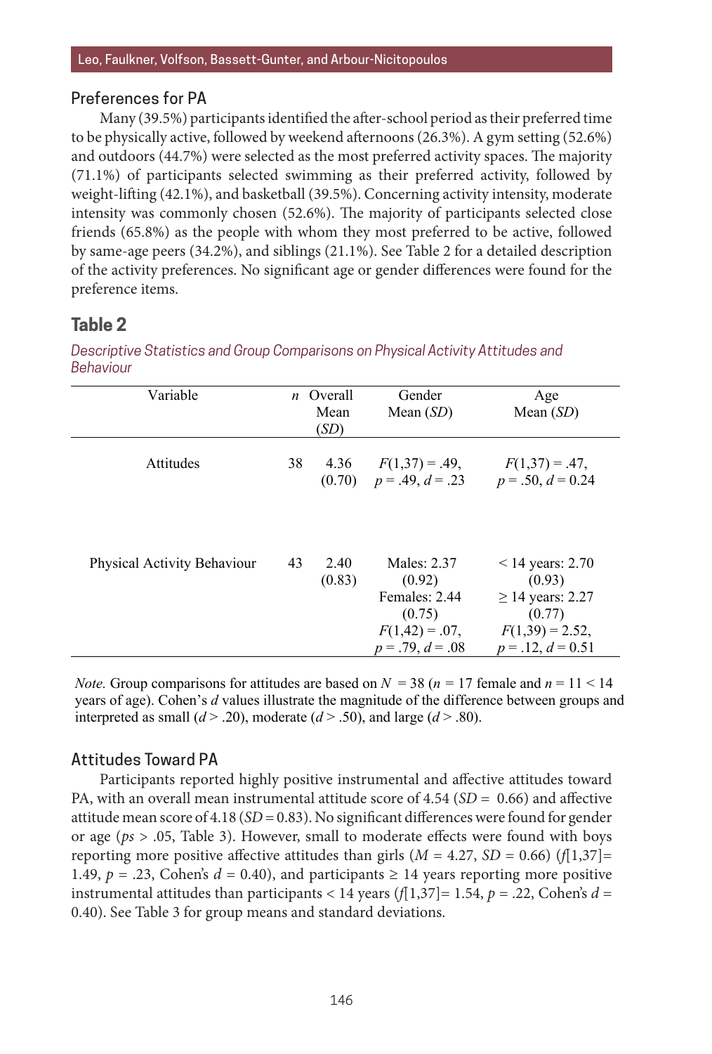## Preferences for PA

Many (39.5%) participants identified the after-school period as their preferred time to be physically active, followed by weekend afternoons (26.3%). A gym setting (52.6%) and outdoors (44.7%) were selected as the most preferred activity spaces. The majority (71.1%) of participants selected swimming as their preferred activity, followed by weight-lifting (42.1%), and basketball (39.5%). Concerning activity intensity, moderate intensity was commonly chosen (52.6%). The majority of participants selected close friends (65.8%) as the people with whom they most preferred to be active, followed by same-age peers (34.2%), and siblings (21.1%). See Table 2 for a detailed description of the activity preferences. No significant age or gender differences were found for the preference items.

## Table 2

*Descriptive Statistics and Group Comparisons on Physical Activity Attitudes and Behaviour*

| Variable | $n$ | Overall Mean ($SD$) | Gender Mean ($SD$) | Age Mean ($SD$) |
|---|---|---|---|---|
| Attitudes | 38 | 4.36 (0.70) | $F(1,37) = .49$, $p = .49$, $d = .23$ | $F(1,37) = .47$, $p = .50$, $d = 0.24$ |
| Physical Activity Behaviour | 43 | 2.40 (0.83) | Males: 2.37 (0.92) Females: 2.44 (0.75) $F(1,42) = .07$, $p = .79$, $d = .08$ | < 14 years: 2.70 (0.93) ≥ 14 years: 2.27 (0.77) $F(1,39) = 2.52$, $p = .12$, $d = 0.51$ |

*Note.* Group comparisons for attitudes are based on $N = 38$ ($n = 17$ female and $n = 11 < 14$ years of age). Cohen's $d$ values illustrate the magnitude of the difference between groups and interpreted as small ($d > .20$), moderate ($d > .50$), and large ($d > .80$).

## Attitudes Toward PA

Participants reported highly positive instrumental and affective attitudes toward PA, with an overall mean instrumental attitude score of 4.54 ($SD = 0.66$) and affective attitude mean score of 4.18 ($SD = 0.83$). No significant differences were found for gender or age ($ps > .05$, Table 3). However, small to moderate effects were found with boys reporting more positive affective attitudes than girls ($M = 4.27$, $SD = 0.66$) ($f[1,37] = 1.49$, $p = .23$, Cohen's $d = 0.40$), and participants ≥ 14 years reporting more positive instrumental attitudes than participants < 14 years ($f[1,37] = 1.54$, $p = .22$, Cohen's $d = 0.40$). See Table 3 for group means and standard deviations.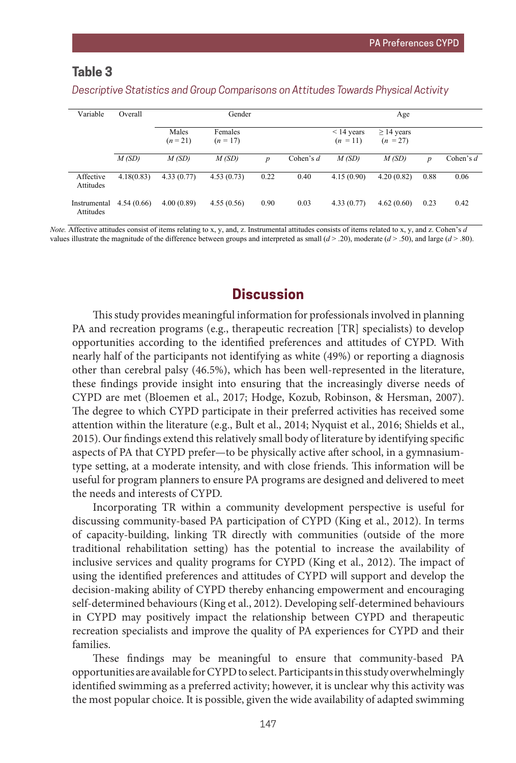**Table 3**

*Descriptive Statistics and Group Comparisons on Attitudes Towards Physical Activity*

| Variable | Overall | Gender | | | | Age | | | |
|---|---|---|---|---|---|---|---|---|---|
| | | Males ($n$ = 21) | Females ($n$ = 17) | | | < 14 years ($n$ = 11) | ≥ 14 years ($n$ = 27) | | |
| | *M (SD)* | *M (SD)* | *M (SD)* | *p* | Cohen's *d* | *M (SD)* | *M (SD)* | *p* | Cohen's *d* |
| Affective Attitudes | 4.18(0.83) | 4.33 (0.77) | 4.53 (0.73) | 0.22 | 0.40 | 4.15 (0.90) | 4.20 (0.82) | 0.88 | 0.06 |
| Instrumental Attitudes | 4.54 (0.66) | 4.00 (0.89) | 4.55 (0.56) | 0.90 | 0.03 | 4.33 (0.77) | 4.62 (0.60) | 0.23 | 0.42 |

*Note.* Affective attitudes consist of items relating to x, y, and, z. Instrumental attitudes consists of items related to x, y, and z. Cohen's *d* values illustrate the magnitude of the difference between groups and interpreted as small ($d$ > .20), moderate ($d$ > .50), and large ($d$ > .80).

## Discussion

This study provides meaningful information for professionals involved in planning PA and recreation programs (e.g., therapeutic recreation [TR] specialists) to develop opportunities according to the identified preferences and attitudes of CYPD. With nearly half of the participants not identifying as white (49%) or reporting a diagnosis other than cerebral palsy (46.5%), which has been well-represented in the literature, these findings provide insight into ensuring that the increasingly diverse needs of CYPD are met (Bloemen et al., 2017; Hodge, Kozub, Robinson, & Hersman, 2007). The degree to which CYPD participate in their preferred activities has received some attention within the literature (e.g., Bult et al., 2014; Nyquist et al., 2016; Shields et al., 2015). Our findings extend this relatively small body of literature by identifying specific aspects of PA that CYPD prefer—to be physically active after school, in a gymnasium-type setting, at a moderate intensity, and with close friends. This information will be useful for program planners to ensure PA programs are designed and delivered to meet the needs and interests of CYPD.

Incorporating TR within a community development perspective is useful for discussing community-based PA participation of CYPD (King et al., 2012). In terms of capacity-building, linking TR directly with communities (outside of the more traditional rehabilitation setting) has the potential to increase the availability of inclusive services and quality programs for CYPD (King et al., 2012). The impact of using the identified preferences and attitudes of CYPD will support and develop the decision-making ability of CYPD thereby enhancing empowerment and encouraging self-determined behaviours (King et al., 2012). Developing self-determined behaviours in CYPD may positively impact the relationship between CYPD and therapeutic recreation specialists and improve the quality of PA experiences for CYPD and their families.

These findings may be meaningful to ensure that community-based PA opportunities are available for CYPD to select. Participants in this study overwhelmingly identified swimming as a preferred activity; however, it is unclear why this activity was the most popular choice. It is possible, given the wide availability of adapted swimming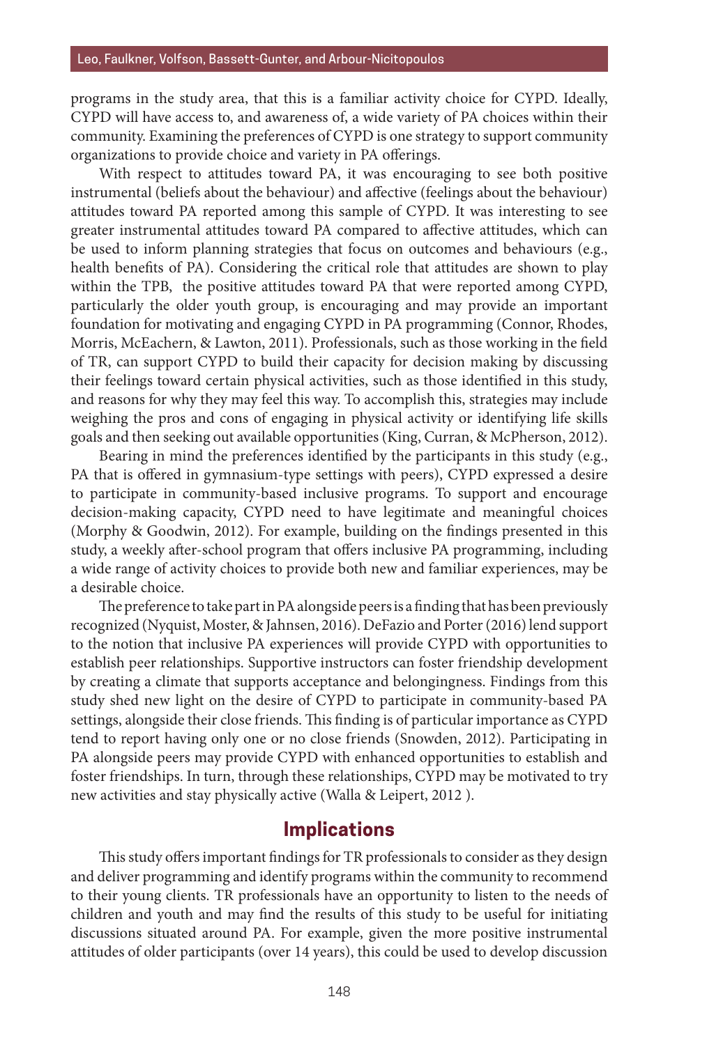programs in the study area, that this is a familiar activity choice for CYPD. Ideally, CYPD will have access to, and awareness of, a wide variety of PA choices within their community. Examining the preferences of CYPD is one strategy to support community organizations to provide choice and variety in PA offerings.

With respect to attitudes toward PA, it was encouraging to see both positive instrumental (beliefs about the behaviour) and affective (feelings about the behaviour) attitudes toward PA reported among this sample of CYPD. It was interesting to see greater instrumental attitudes toward PA compared to affective attitudes, which can be used to inform planning strategies that focus on outcomes and behaviours (e.g., health benefits of PA). Considering the critical role that attitudes are shown to play within the TPB, the positive attitudes toward PA that were reported among CYPD, particularly the older youth group, is encouraging and may provide an important foundation for motivating and engaging CYPD in PA programming (Connor, Rhodes, Morris, McEachern, & Lawton, 2011). Professionals, such as those working in the field of TR, can support CYPD to build their capacity for decision making by discussing their feelings toward certain physical activities, such as those identified in this study, and reasons for why they may feel this way. To accomplish this, strategies may include weighing the pros and cons of engaging in physical activity or identifying life skills goals and then seeking out available opportunities (King, Curran, & McPherson, 2012).

Bearing in mind the preferences identified by the participants in this study (e.g., PA that is offered in gymnasium-type settings with peers), CYPD expressed a desire to participate in community-based inclusive programs. To support and encourage decision-making capacity, CYPD need to have legitimate and meaningful choices (Morphy & Goodwin, 2012). For example, building on the findings presented in this study, a weekly after-school program that offers inclusive PA programming, including a wide range of activity choices to provide both new and familiar experiences, may be a desirable choice.

The preference to take part in PA alongside peers is a finding that has been previously recognized (Nyquist, Moster, & Jahnsen, 2016). DeFazio and Porter (2016) lend support to the notion that inclusive PA experiences will provide CYPD with opportunities to establish peer relationships. Supportive instructors can foster friendship development by creating a climate that supports acceptance and belongingness. Findings from this study shed new light on the desire of CYPD to participate in community-based PA settings, alongside their close friends. This finding is of particular importance as CYPD tend to report having only one or no close friends (Snowden, 2012). Participating in PA alongside peers may provide CYPD with enhanced opportunities to establish and foster friendships. In turn, through these relationships, CYPD may be motivated to try new activities and stay physically active (Walla & Leipert, 2012 ).

## Implications

This study offers important findings for TR professionals to consider as they design and deliver programming and identify programs within the community to recommend to their young clients. TR professionals have an opportunity to listen to the needs of children and youth and may find the results of this study to be useful for initiating discussions situated around PA. For example, given the more positive instrumental attitudes of older participants (over 14 years), this could be used to develop discussion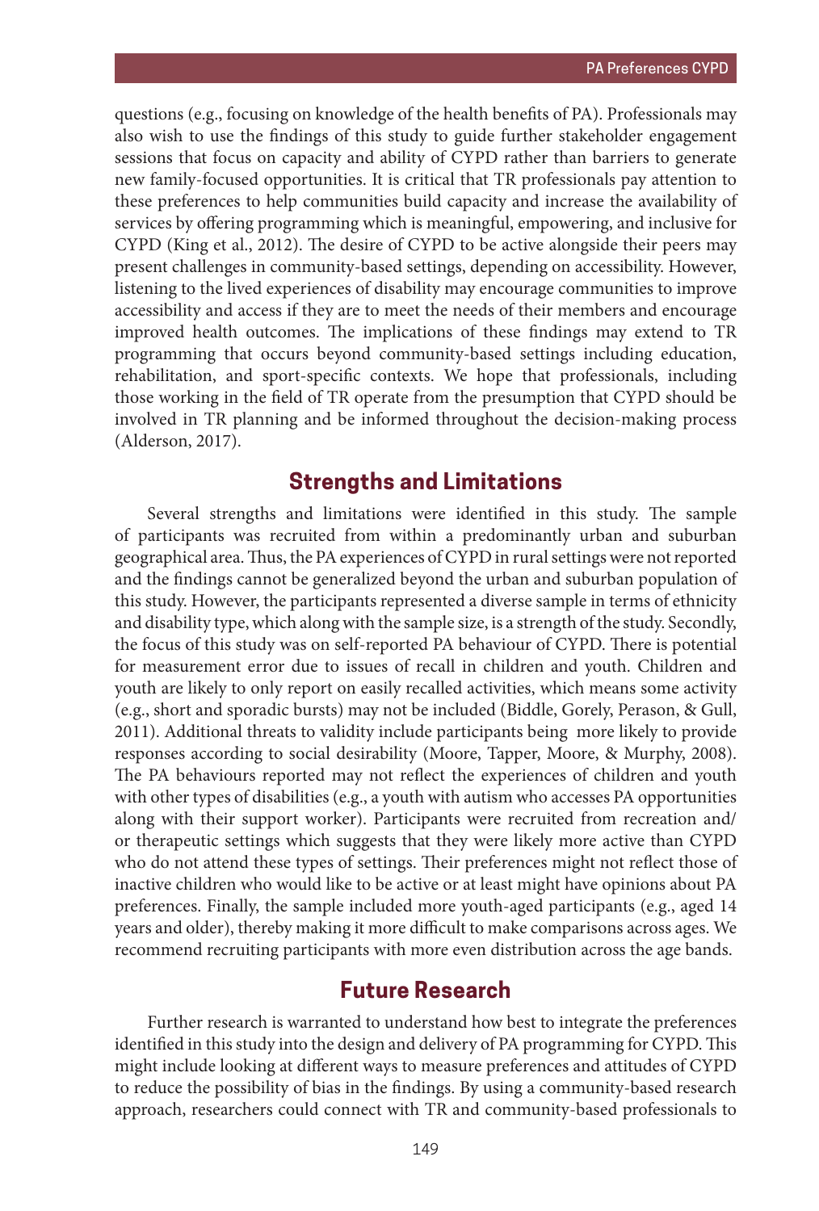questions (e.g., focusing on knowledge of the health benefits of PA). Professionals may also wish to use the findings of this study to guide further stakeholder engagement sessions that focus on capacity and ability of CYPD rather than barriers to generate new family-focused opportunities. It is critical that TR professionals pay attention to these preferences to help communities build capacity and increase the availability of services by offering programming which is meaningful, empowering, and inclusive for CYPD (King et al., 2012). The desire of CYPD to be active alongside their peers may present challenges in community-based settings, depending on accessibility. However, listening to the lived experiences of disability may encourage communities to improve accessibility and access if they are to meet the needs of their members and encourage improved health outcomes. The implications of these findings may extend to TR programming that occurs beyond community-based settings including education, rehabilitation, and sport-specific contexts. We hope that professionals, including those working in the field of TR operate from the presumption that CYPD should be involved in TR planning and be informed throughout the decision-making process (Alderson, 2017).

## Strengths and Limitations

Several strengths and limitations were identified in this study. The sample of participants was recruited from within a predominantly urban and suburban geographical area. Thus, the PA experiences of CYPD in rural settings were not reported and the findings cannot be generalized beyond the urban and suburban population of this study. However, the participants represented a diverse sample in terms of ethnicity and disability type, which along with the sample size, is a strength of the study. Secondly, the focus of this study was on self-reported PA behaviour of CYPD. There is potential for measurement error due to issues of recall in children and youth. Children and youth are likely to only report on easily recalled activities, which means some activity (e.g., short and sporadic bursts) may not be included (Biddle, Gorely, Perason, & Gull, 2011). Additional threats to validity include participants being more likely to provide responses according to social desirability (Moore, Tapper, Moore, & Murphy, 2008). The PA behaviours reported may not reflect the experiences of children and youth with other types of disabilities (e.g., a youth with autism who accesses PA opportunities along with their support worker). Participants were recruited from recreation and/or therapeutic settings which suggests that they were likely more active than CYPD who do not attend these types of settings. Their preferences might not reflect those of inactive children who would like to be active or at least might have opinions about PA preferences. Finally, the sample included more youth-aged participants (e.g., aged 14 years and older), thereby making it more difficult to make comparisons across ages. We recommend recruiting participants with more even distribution across the age bands.

## Future Research

Further research is warranted to understand how best to integrate the preferences identified in this study into the design and delivery of PA programming for CYPD. This might include looking at different ways to measure preferences and attitudes of CYPD to reduce the possibility of bias in the findings. By using a community-based research approach, researchers could connect with TR and community-based professionals to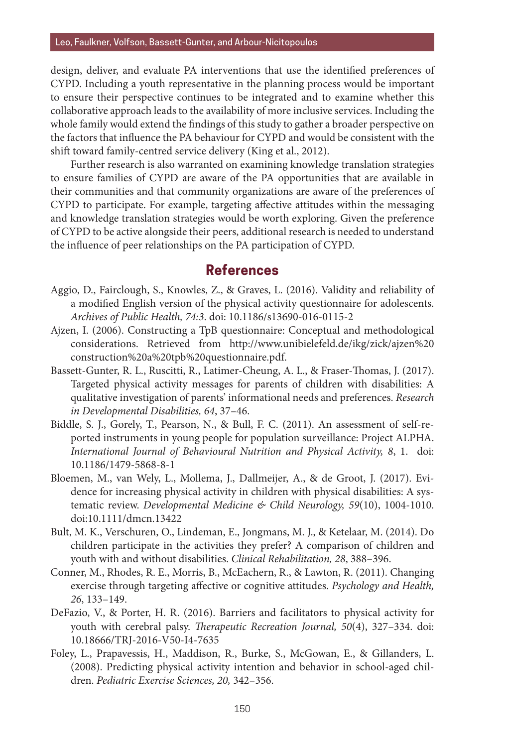design, deliver, and evaluate PA interventions that use the identified preferences of CYPD. Including a youth representative in the planning process would be important to ensure their perspective continues to be integrated and to examine whether this collaborative approach leads to the availability of more inclusive services. Including the whole family would extend the findings of this study to gather a broader perspective on the factors that influence the PA behaviour for CYPD and would be consistent with the shift toward family-centred service delivery (King et al., 2012).

Further research is also warranted on examining knowledge translation strategies to ensure families of CYPD are aware of the PA opportunities that are available in their communities and that community organizations are aware of the preferences of CYPD to participate. For example, targeting affective attitudes within the messaging and knowledge translation strategies would be worth exploring. Given the preference of CYPD to be active alongside their peers, additional research is needed to understand the influence of peer relationships on the PA participation of CYPD.

## References

Aggio, D., Fairclough, S., Knowles, Z., & Graves, L. (2016). Validity and reliability of a modified English version of the physical activity questionnaire for adolescents. *Archives of Public Health, 74:3*. doi: 10.1186/s13690-016-0115-2

Ajzen, I. (2006). Constructing a TpB questionnaire: Conceptual and methodological considerations. Retrieved from http://www.unibielefeld.de/ikg/zick/ajzen%20construction%20a%20tpb%20questionnaire.pdf.

Bassett-Gunter, R. L., Ruscitti, R., Latimer-Cheung, A. L., & Fraser-Thomas, J. (2017). Targeted physical activity messages for parents of children with disabilities: A qualitative investigation of parents' informational needs and preferences. *Research in Developmental Disabilities, 64*, 37–46.

Biddle, S. J., Gorely, T., Pearson, N., & Bull, F. C. (2011). An assessment of self-reported instruments in young people for population surveillance: Project ALPHA. *International Journal of Behavioural Nutrition and Physical Activity, 8*, 1. doi: 10.1186/1479-5868-8-1

Bloemen, M., van Wely, L., Mollema, J., Dallmeijer, A., & de Groot, J. (2017). Evidence for increasing physical activity in children with physical disabilities: A systematic review. *Developmental Medicine & Child Neurology, 59*(10), 1004-1010. doi:10.1111/dmcn.13422

Bult, M. K., Verschuren, O., Lindeman, E., Jongmans, M. J., & Ketelaar, M. (2014). Do children participate in the activities they prefer? A comparison of children and youth with and without disabilities. *Clinical Rehabilitation, 28*, 388–396.

Conner, M., Rhodes, R. E., Morris, B., McEachern, R., & Lawton, R. (2011). Changing exercise through targeting affective or cognitive attitudes. *Psychology and Health, 26*, 133–149.

DeFazio, V., & Porter, H. R. (2016). Barriers and facilitators to physical activity for youth with cerebral palsy. *Therapeutic Recreation Journal, 50*(4), 327–334. doi: 10.18666/TRJ-2016-V50-I4-7635

Foley, L., Prapavessis, H., Maddison, R., Burke, S., McGowan, E., & Gillanders, L. (2008). Predicting physical activity intention and behavior in school-aged children. *Pediatric Exercise Sciences, 20,* 342–356.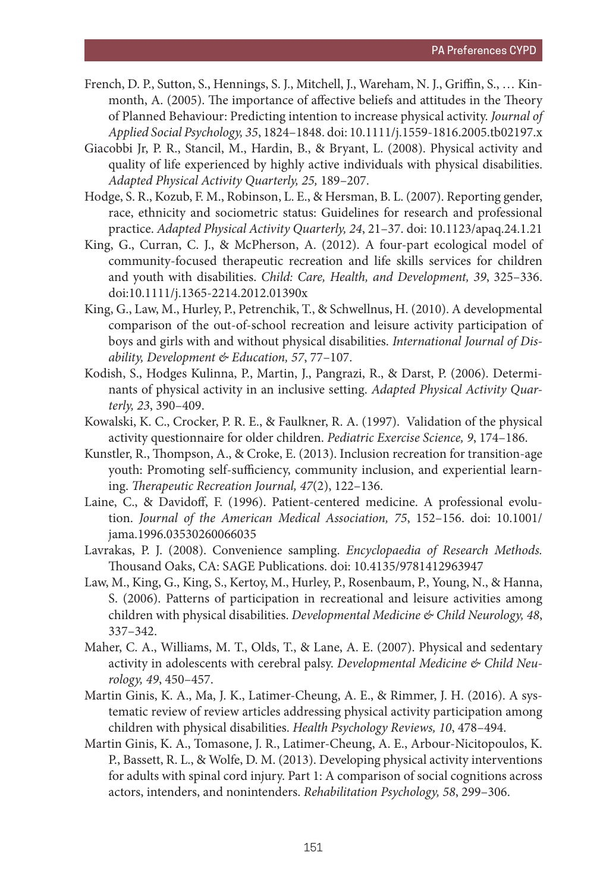French, D. P., Sutton, S., Hennings, S. J., Mitchell, J., Wareham, N. J., Griffin, S., … Kinmonth, A. (2005). The importance of affective beliefs and attitudes in the Theory of Planned Behaviour: Predicting intention to increase physical activity. *Journal of Applied Social Psychology, 35*, 1824–1848. doi: 10.1111/j.1559-1816.2005.tb02197.x

Giacobbi Jr, P. R., Stancil, M., Hardin, B., & Bryant, L. (2008). Physical activity and quality of life experienced by highly active individuals with physical disabilities. *Adapted Physical Activity Quarterly, 25,* 189–207.

Hodge, S. R., Kozub, F. M., Robinson, L. E., & Hersman, B. L. (2007). Reporting gender, race, ethnicity and sociometric status: Guidelines for research and professional practice. *Adapted Physical Activity Quarterly, 24*, 21–37. doi: 10.1123/apaq.24.1.21

King, G., Curran, C. J., & McPherson, A. (2012). A four-part ecological model of community-focused therapeutic recreation and life skills services for children and youth with disabilities. *Child: Care, Health, and Development, 39*, 325–336. doi:10.1111/j.1365-2214.2012.01390x

King, G., Law, M., Hurley, P., Petrenchik, T., & Schwellnus, H. (2010). A developmental comparison of the out-of-school recreation and leisure activity participation of boys and girls with and without physical disabilities. *International Journal of Disability, Development & Education, 57*, 77–107.

Kodish, S., Hodges Kulinna, P., Martin, J., Pangrazi, R., & Darst, P. (2006). Determinants of physical activity in an inclusive setting. *Adapted Physical Activity Quarterly, 23*, 390–409.

Kowalski, K. C., Crocker, P. R. E., & Faulkner, R. A. (1997). Validation of the physical activity questionnaire for older children. *Pediatric Exercise Science, 9*, 174–186.

Kunstler, R., Thompson, A., & Croke, E. (2013). Inclusion recreation for transition-age youth: Promoting self-sufficiency, community inclusion, and experiential learning. *Therapeutic Recreation Journal, 47*(2), 122–136.

Laine, C., & Davidoff, F. (1996). Patient-centered medicine. A professional evolution. *Journal of the American Medical Association, 75*, 152–156. doi: 10.1001/jama.1996.03530260066035

Lavrakas, P. J. (2008). Convenience sampling. *Encyclopaedia of Research Methods.* Thousand Oaks, CA: SAGE Publications. doi: 10.4135/9781412963947

Law, M., King, G., King, S., Kertoy, M., Hurley, P., Rosenbaum, P., Young, N., & Hanna, S. (2006). Patterns of participation in recreational and leisure activities among children with physical disabilities. *Developmental Medicine & Child Neurology, 48*, 337–342.

Maher, C. A., Williams, M. T., Olds, T., & Lane, A. E. (2007). Physical and sedentary activity in adolescents with cerebral palsy. *Developmental Medicine & Child Neurology, 49*, 450–457.

Martin Ginis, K. A., Ma, J. K., Latimer-Cheung, A. E., & Rimmer, J. H. (2016). A systematic review of review articles addressing physical activity participation among children with physical disabilities. *Health Psychology Reviews, 10*, 478–494.

Martin Ginis, K. A., Tomasone, J. R., Latimer-Cheung, A. E., Arbour-Nicitopoulos, K. P., Bassett, R. L., & Wolfe, D. M. (2013). Developing physical activity interventions for adults with spinal cord injury. Part 1: A comparison of social cognitions across actors, intenders, and nonintenders. *Rehabilitation Psychology, 58*, 299–306.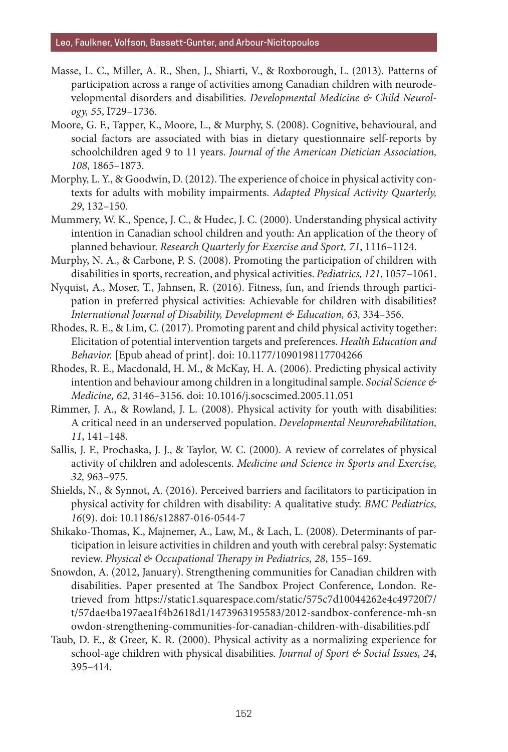Masse, L. C., Miller, A. R., Shen, J., Shiarti, V., & Roxborough, L. (2013). Patterns of participation across a range of activities among Canadian children with neurodevelopmental disorders and disabilities. *Developmental Medicine & Child Neurology, 55*, I729–1736.

Moore, G. F., Tapper, K., Moore, L., & Murphy, S. (2008). Cognitive, behavioural, and social factors are associated with bias in dietary questionnaire self-reports by schoolchildren aged 9 to 11 years. *Journal of the American Dietician Association, 108*, 1865–1873.

Morphy, L. Y., & Goodwin, D. (2012). The experience of choice in physical activity contexts for adults with mobility impairments. *Adapted Physical Activity Quarterly, 29*, 132–150.

Mummery, W. K., Spence, J. C., & Hudec, J. C. (2000). Understanding physical activity intention in Canadian school children and youth: An application of the theory of planned behaviour. *Research Quarterly for Exercise and Sport, 71*, 1116–1124.

Murphy, N. A., & Carbone, P. S. (2008). Promoting the participation of children with disabilities in sports, recreation, and physical activities. *Pediatrics, 121*, 1057–1061.

Nyquist, A., Moser, T., Jahnsen, R. (2016). Fitness, fun, and friends through participation in preferred physical activities: Achievable for children with disabilities? *International Journal of Disability, Development & Education, 63,* 334–356.

Rhodes, R. E., & Lim, C. (2017). Promoting parent and child physical activity together: Elicitation of potential intervention targets and preferences. *Health Education and Behavior.* [Epub ahead of print]. doi: 10.1177/1090198117704266

Rhodes, R. E., Macdonald, H. M., & McKay, H. A. (2006). Predicting physical activity intention and behaviour among children in a longitudinal sample. *Social Science & Medicine, 62*, 3146–3156. doi: 10.1016/j.socscimed.2005.11.051

Rimmer, J. A., & Rowland, J. L. (2008). Physical activity for youth with disabilities: A critical need in an underserved population. *Developmental Neurorehabilitation, 11*, 141–148.

Sallis, J. F., Prochaska, J. J., & Taylor, W. C. (2000). A review of correlates of physical activity of children and adolescents. *Medicine and Science in Sports and Exercise, 32,* 963–975.

Shields, N., & Synnot, A. (2016). Perceived barriers and facilitators to participation in physical activity for children with disability: A qualitative study. *BMC Pediatrics, 16*(9). doi: 10.1186/s12887-016-0544-7

Shikako-Thomas, K., Majnemer, A., Law, M., & Lach, L. (2008). Determinants of participation in leisure activities in children and youth with cerebral palsy: Systematic review. *Physical & Occupational Therapy in Pediatrics, 28*, 155–169.

Snowdon, A. (2012, January). Strengthening communities for Canadian children with disabilities. Paper presented at The Sandbox Project Conference, London. Retrieved from https://static1.squarespace.com/static/575c7d10044262e4c49720f7/t/57dae4ba197aea1f4b2618d1/1473963195583/2012-sandbox-conference-mh-snowdon-strengthening-communities-for-canadian-children-with-disabilities.pdf

Taub, D. E., & Greer, K. R. (2000). Physical activity as a normalizing experience for school-age children with physical disabilities. *Journal of Sport & Social Issues, 24*, 395–414.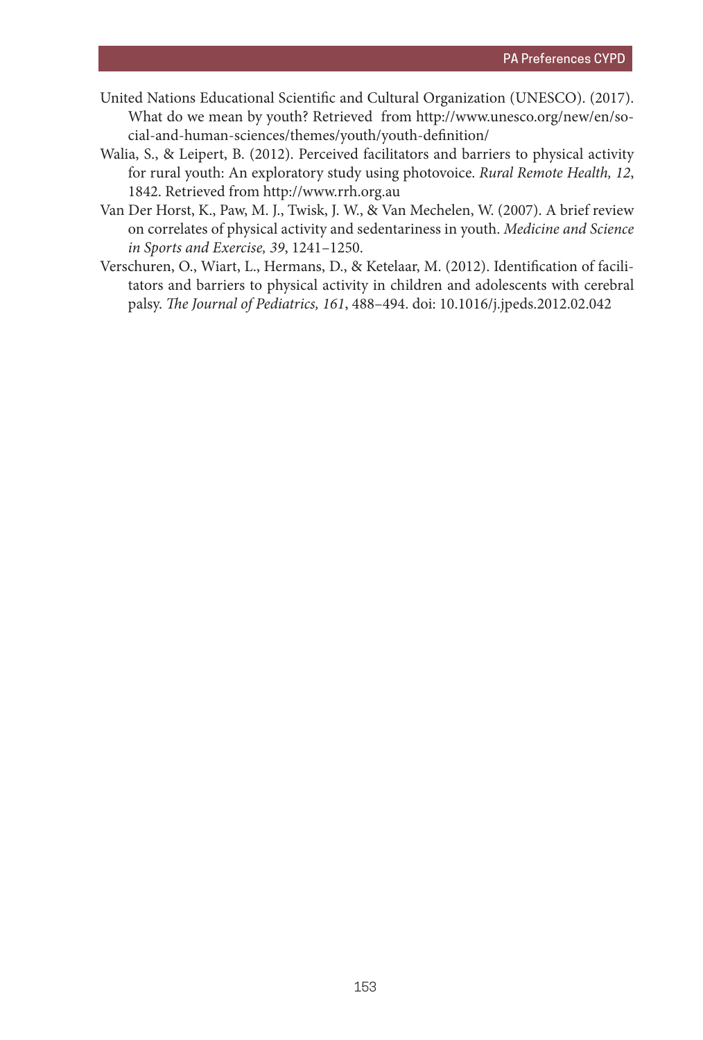United Nations Educational Scientific and Cultural Organization (UNESCO). (2017). What do we mean by youth? Retrieved from http://www.unesco.org/new/en/social-and-human-sciences/themes/youth/youth-definition/

Walia, S., & Leipert, B. (2012). Perceived facilitators and barriers to physical activity for rural youth: An exploratory study using photovoice. *Rural Remote Health, 12*, 1842. Retrieved from http://www.rrh.org.au

Van Der Horst, K., Paw, M. J., Twisk, J. W., & Van Mechelen, W. (2007). A brief review on correlates of physical activity and sedentariness in youth. *Medicine and Science in Sports and Exercise, 39*, 1241–1250.

Verschuren, O., Wiart, L., Hermans, D., & Ketelaar, M. (2012). Identification of facilitators and barriers to physical activity in children and adolescents with cerebral palsy. *The Journal of Pediatrics, 161*, 488–494. doi: 10.1016/j.jpeds.2012.02.042